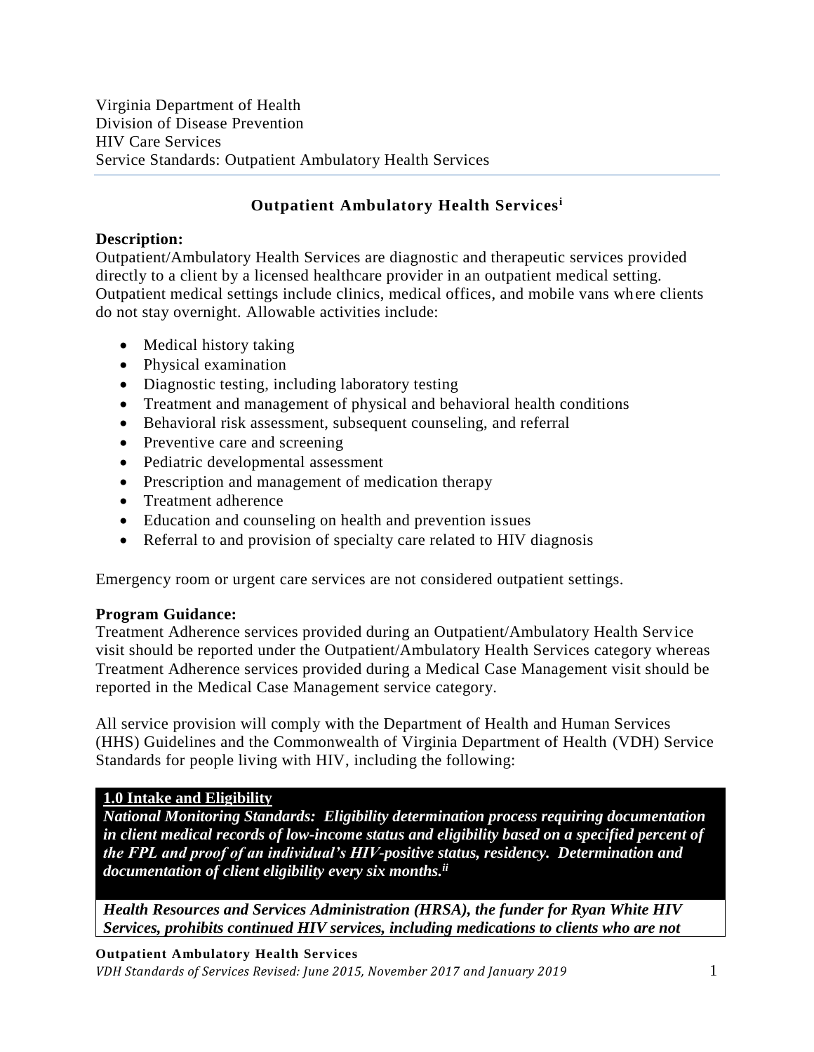Virginia Department of Health
Division of Disease Prevention
HIV Care Services
Service Standards: Outpatient Ambulatory Health Services

# Outpatient Ambulatory Health Services[i]

**Description:**
Outpatient/Ambulatory Health Services are diagnostic and therapeutic services provided directly to a client by a licensed healthcare provider in an outpatient medical setting. Outpatient medical settings include clinics, medical offices, and mobile vans where clients do not stay overnight. Allowable activities include:

- Medical history taking
- Physical examination
- Diagnostic testing, including laboratory testing
- Treatment and management of physical and behavioral health conditions
- Behavioral risk assessment, subsequent counseling, and referral
- Preventive care and screening
- Pediatric developmental assessment
- Prescription and management of medication therapy
- Treatment adherence
- Education and counseling on health and prevention issues
- Referral to and provision of specialty care related to HIV diagnosis

Emergency room or urgent care services are not considered outpatient settings.

**Program Guidance:**
Treatment Adherence services provided during an Outpatient/Ambulatory Health Service visit should be reported under the Outpatient/Ambulatory Health Services category whereas Treatment Adherence services provided during a Medical Case Management visit should be reported in the Medical Case Management service category.

All service provision will comply with the Department of Health and Human Services (HHS) Guidelines and the Commonwealth of Virginia Department of Health (VDH) Service Standards for people living with HIV, including the following:

**1.0 Intake and Eligibility**

***National Monitoring Standards: Eligibility determination process requiring documentation in client medical records of low-income status and eligibility based on a specified percent of the FPL and proof of an individual's HIV-positive status, residency. Determination and documentation of client eligibility every six months.[ii]***

***Health Resources and Services Administration (HRSA), the funder for Ryan White HIV Services, prohibits continued HIV services, including medications to clients who are not***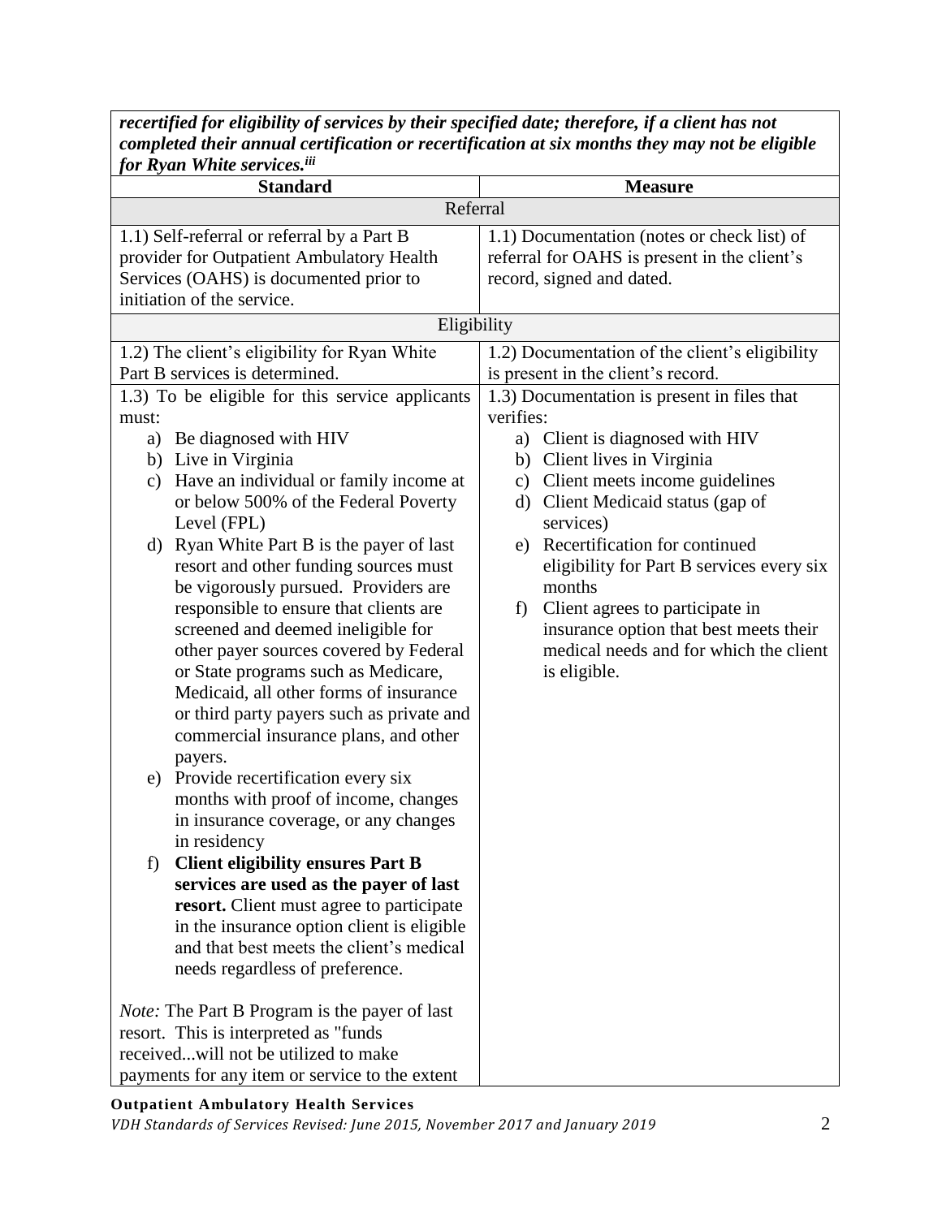***recertified for eligibility of services by their specified date; therefore, if a client has not completed their annual certification or recertification at six months they may not be eligible for Ryan White services.***[iii]

| Standard | Measure |
| --- | --- |
| Referral | |
| 1.1) Self-referral or referral by a Part B provider for Outpatient Ambulatory Health Services (OAHS) is documented prior to initiation of the service. | 1.1) Documentation (notes or check list) of referral for OAHS is present in the client's record, signed and dated. |
| Eligibility | |
| 1.2) The client's eligibility for Ryan White Part B services is determined. | 1.2) Documentation of the client's eligibility is present in the client's record. |
| 1.3) To be eligible for this service applicants must:<br>a) Be diagnosed with HIV<br>b) Live in Virginia<br>c) Have an individual or family income at or below 500% of the Federal Poverty Level (FPL)<br>d) Ryan White Part B is the payer of last resort and other funding sources must be vigorously pursued. Providers are responsible to ensure that clients are screened and deemed ineligible for other payer sources covered by Federal or State programs such as Medicare, Medicaid, all other forms of insurance or third party payers such as private and commercial insurance plans, and other payers.<br>e) Provide recertification every six months with proof of income, changes in insurance coverage, or any changes in residency<br>f) **Client eligibility ensures Part B services are used as the payer of last resort.** Client must agree to participate in the insurance option client is eligible and that best meets the client's medical needs regardless of preference.<br><br>*Note:* The Part B Program is the payer of last resort. This is interpreted as "funds received...will not be utilized to make payments for any item or service to the extent | 1.3) Documentation is present in files that verifies:<br>a) Client is diagnosed with HIV<br>b) Client lives in Virginia<br>c) Client meets income guidelines<br>d) Client Medicaid status (gap of services)<br>e) Recertification for continued eligibility for Part B services every six months<br>f) Client agrees to participate in insurance option that best meets their medical needs and for which the client is eligible. |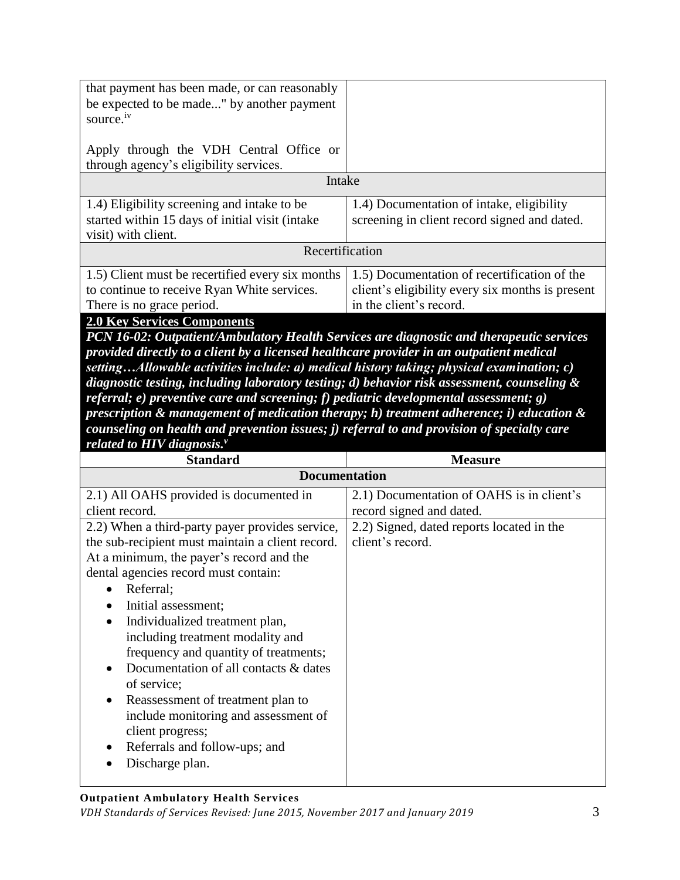| | |
|---|---|
| that payment has been made, or can reasonably be expected to be made..." by another payment source.[iv]<br><br>Apply through the VDH Central Office or through agency's eligibility services. | |
| **Intake** | |
| 1.4) Eligibility screening and intake to be started within 15 days of initial visit (intake visit) with client. | 1.4) Documentation of intake, eligibility screening in client record signed and dated. |
| **Recertification** | |
| 1.5) Client must be recertified every six months to continue to receive Ryan White services. There is no grace period. | 1.5) Documentation of recertification of the client's eligibility every six months is present in the client's record. |

## 2.0 Key Services Components

***PCN 16-02: Outpatient/Ambulatory Health Services are diagnostic and therapeutic services provided directly to a client by a licensed healthcare provider in an outpatient medical setting…Allowable activities include: a) medical history taking; physical examination; c) diagnostic testing, including laboratory testing; d) behavior risk assessment, counseling & referral; e) preventive care and screening; f) pediatric developmental assessment; g) prescription & management of medication therapy; h) treatment adherence; i) education & counseling on health and prevention issues; j) referral to and provision of specialty care related to HIV diagnosis.[v]***

| Standard | Measure |
|---|---|
| **Documentation** | |
| 2.1) All OAHS provided is documented in client record. | 2.1) Documentation of OAHS is in client's record signed and dated. |
| 2.2) When a third-party payer provides service, the sub-recipient must maintain a client record. At a minimum, the payer's record and the dental agencies record must contain:<br>• Referral;<br>• Initial assessment;<br>• Individualized treatment plan, including treatment modality and frequency and quantity of treatments;<br>• Documentation of all contacts & dates of service;<br>• Reassessment of treatment plan to include monitoring and assessment of client progress;<br>• Referrals and follow-ups; and<br>• Discharge plan. | 2.2) Signed, dated reports located in the client's record. |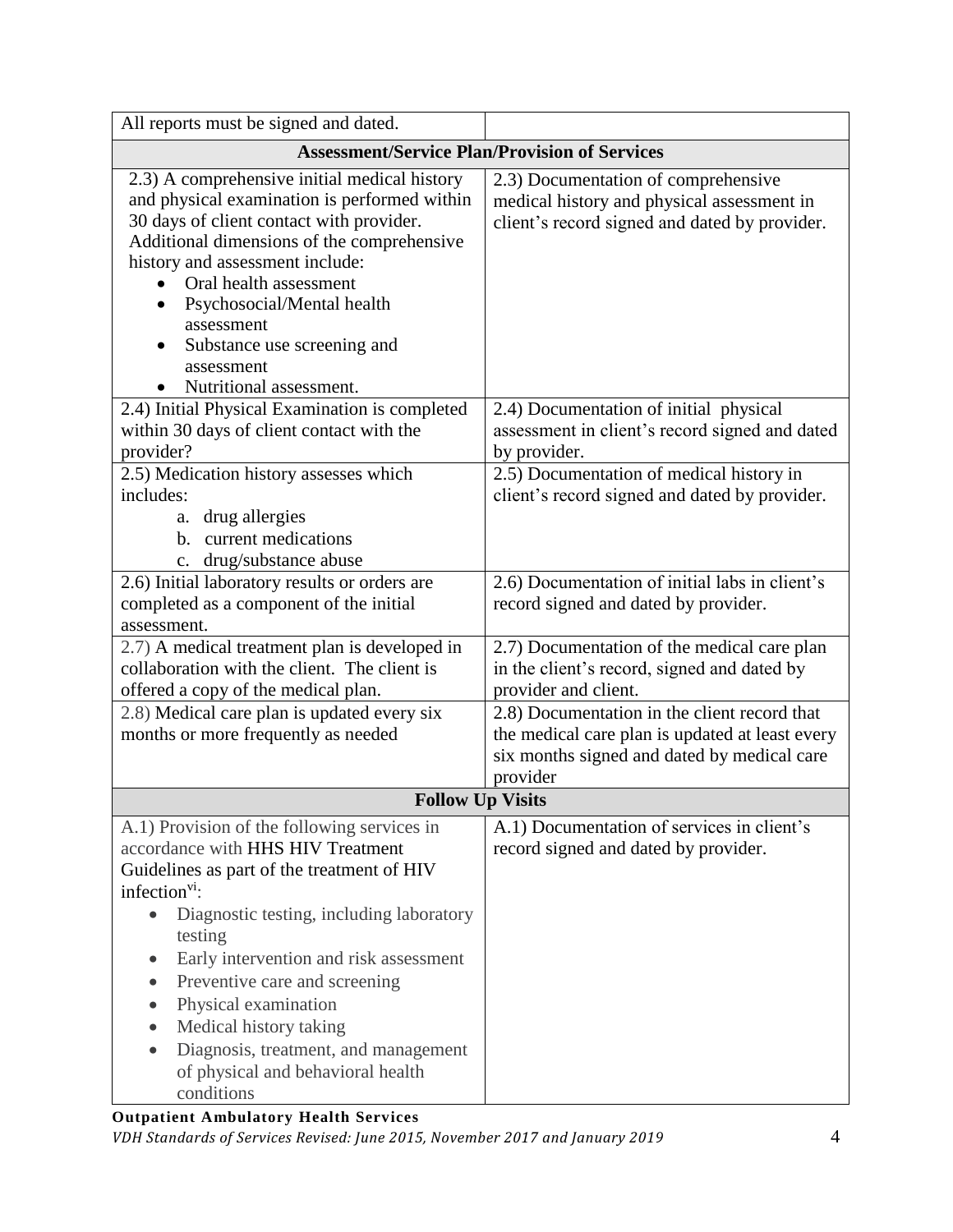| | |
|---|---|
| All reports must be signed and dated. | |
| **Assessment/Service Plan/Provision of Services** | |
| 2.3) A comprehensive initial medical history and physical examination is performed within 30 days of client contact with provider. Additional dimensions of the comprehensive history and assessment include:<br>• Oral health assessment<br>• Psychosocial/Mental health assessment<br>• Substance use screening and assessment<br>• Nutritional assessment. | 2.3) Documentation of comprehensive medical history and physical assessment in client's record signed and dated by provider. |
| 2.4) Initial Physical Examination is completed within 30 days of client contact with the provider? | 2.4) Documentation of initial physical assessment in client's record signed and dated by provider. |
| 2.5) Medication history assesses which includes:<br>a. drug allergies<br>b. current medications<br>c. drug/substance abuse | 2.5) Documentation of medical history in client's record signed and dated by provider. |
| 2.6) Initial laboratory results or orders are completed as a component of the initial assessment. | 2.6) Documentation of initial labs in client's record signed and dated by provider. |
| 2.7) A medical treatment plan is developed in collaboration with the client. The client is offered a copy of the medical plan. | 2.7) Documentation of the medical care plan in the client's record, signed and dated by provider and client. |
| 2.8) Medical care plan is updated every six months or more frequently as needed | 2.8) Documentation in the client record that the medical care plan is updated at least every six months signed and dated by medical care provider |
| **Follow Up Visits** | |
| A.1) Provision of the following services in accordance with HHS HIV Treatment Guidelines as part of the treatment of HIV infection[vi]:<br>• Diagnostic testing, including laboratory testing<br>• Early intervention and risk assessment<br>• Preventive care and screening<br>• Physical examination<br>• Medical history taking<br>• Diagnosis, treatment, and management of physical and behavioral health conditions | A.1) Documentation of services in client's record signed and dated by provider. |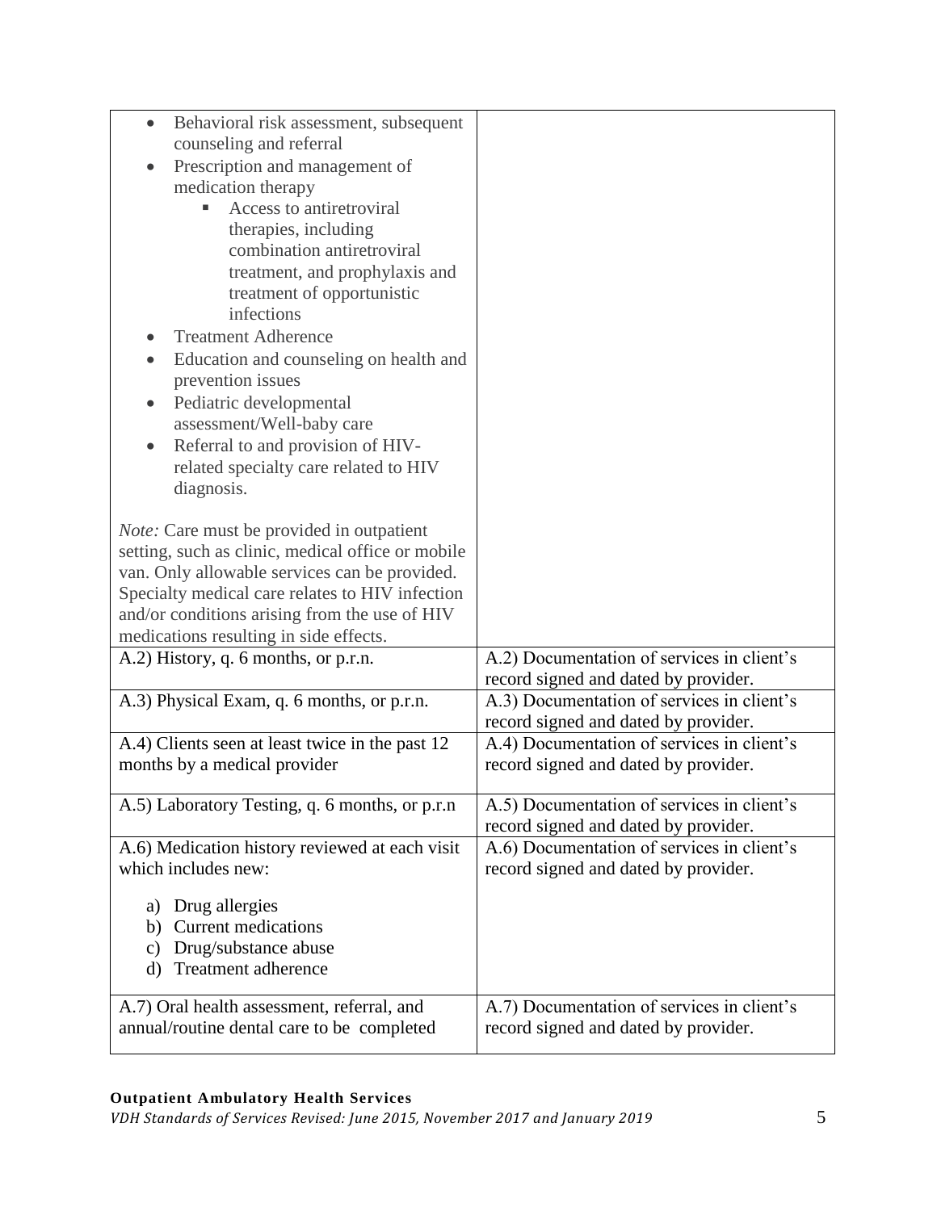| | |
|---|---|
| • Behavioral risk assessment, subsequent counseling and referral<br>• Prescription and management of medication therapy<br>&nbsp;&nbsp;&nbsp;&nbsp;▪ Access to antiretroviral therapies, including combination antiretroviral treatment, and prophylaxis and treatment of opportunistic infections<br>• Treatment Adherence<br>• Education and counseling on health and prevention issues<br>• Pediatric developmental assessment/Well-baby care<br>• Referral to and provision of HIV-related specialty care related to HIV diagnosis.<br><br>*Note:* Care must be provided in outpatient setting, such as clinic, medical office or mobile van. Only allowable services can be provided. Specialty medical care relates to HIV infection and/or conditions arising from the use of HIV medications resulting in side effects. | |
| A.2) History, q. 6 months, or p.r.n. | A.2) Documentation of services in client's record signed and dated by provider. |
| A.3) Physical Exam, q. 6 months, or p.r.n. | A.3) Documentation of services in client's record signed and dated by provider. |
| A.4) Clients seen at least twice in the past 12 months by a medical provider | A.4) Documentation of services in client's record signed and dated by provider. |
| A.5) Laboratory Testing, q. 6 months, or p.r.n | A.5) Documentation of services in client's record signed and dated by provider. |
| A.6) Medication history reviewed at each visit which includes new:<br><br>a) Drug allergies<br>b) Current medications<br>c) Drug/substance abuse<br>d) Treatment adherence | A.6) Documentation of services in client's record signed and dated by provider. |
| A.7) Oral health assessment, referral, and annual/routine dental care to be completed | A.7) Documentation of services in client's record signed and dated by provider. |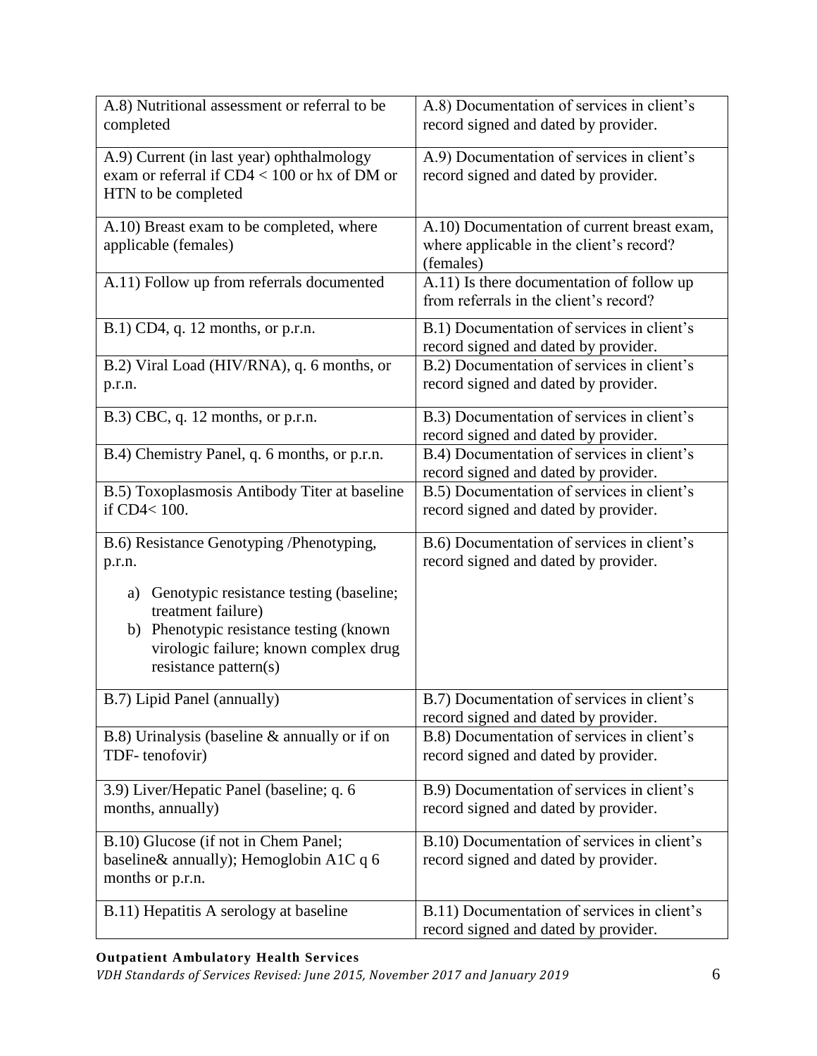| A.8) Nutritional assessment or referral to be completed | A.8) Documentation of services in client's record signed and dated by provider. |
|---|---|
| A.9) Current (in last year) ophthalmology exam or referral if CD4 < 100 or hx of DM or HTN to be completed | A.9) Documentation of services in client's record signed and dated by provider. |
| A.10) Breast exam to be completed, where applicable (females) | A.10) Documentation of current breast exam, where applicable in the client's record? (females) |
| A.11) Follow up from referrals documented | A.11) Is there documentation of follow up from referrals in the client's record? |
| B.1) CD4, q. 12 months, or p.r.n. | B.1) Documentation of services in client's record signed and dated by provider. |
| B.2) Viral Load (HIV/RNA), q. 6 months, or p.r.n. | B.2) Documentation of services in client's record signed and dated by provider. |
| B.3) CBC, q. 12 months, or p.r.n. | B.3) Documentation of services in client's record signed and dated by provider. |
| B.4) Chemistry Panel, q. 6 months, or p.r.n. | B.4) Documentation of services in client's record signed and dated by provider. |
| B.5) Toxoplasmosis Antibody Titer at baseline if CD4< 100. | B.5) Documentation of services in client's record signed and dated by provider. |
| B.6) Resistance Genotyping /Phenotyping, p.r.n.<br><br>a) Genotypic resistance testing (baseline; treatment failure)<br>b) Phenotypic resistance testing (known virologic failure; known complex drug resistance pattern(s) | B.6) Documentation of services in client's record signed and dated by provider. |
| B.7) Lipid Panel (annually) | B.7) Documentation of services in client's record signed and dated by provider. |
| B.8) Urinalysis (baseline & annually or if on TDF- tenofovir) | B.8) Documentation of services in client's record signed and dated by provider. |
| 3.9) Liver/Hepatic Panel (baseline; q. 6 months, annually) | B.9) Documentation of services in client's record signed and dated by provider. |
| B.10) Glucose (if not in Chem Panel; baseline& annually); Hemoglobin A1C q 6 months or p.r.n. | B.10) Documentation of services in client's record signed and dated by provider. |
| B.11) Hepatitis A serology at baseline | B.11) Documentation of services in client's record signed and dated by provider. |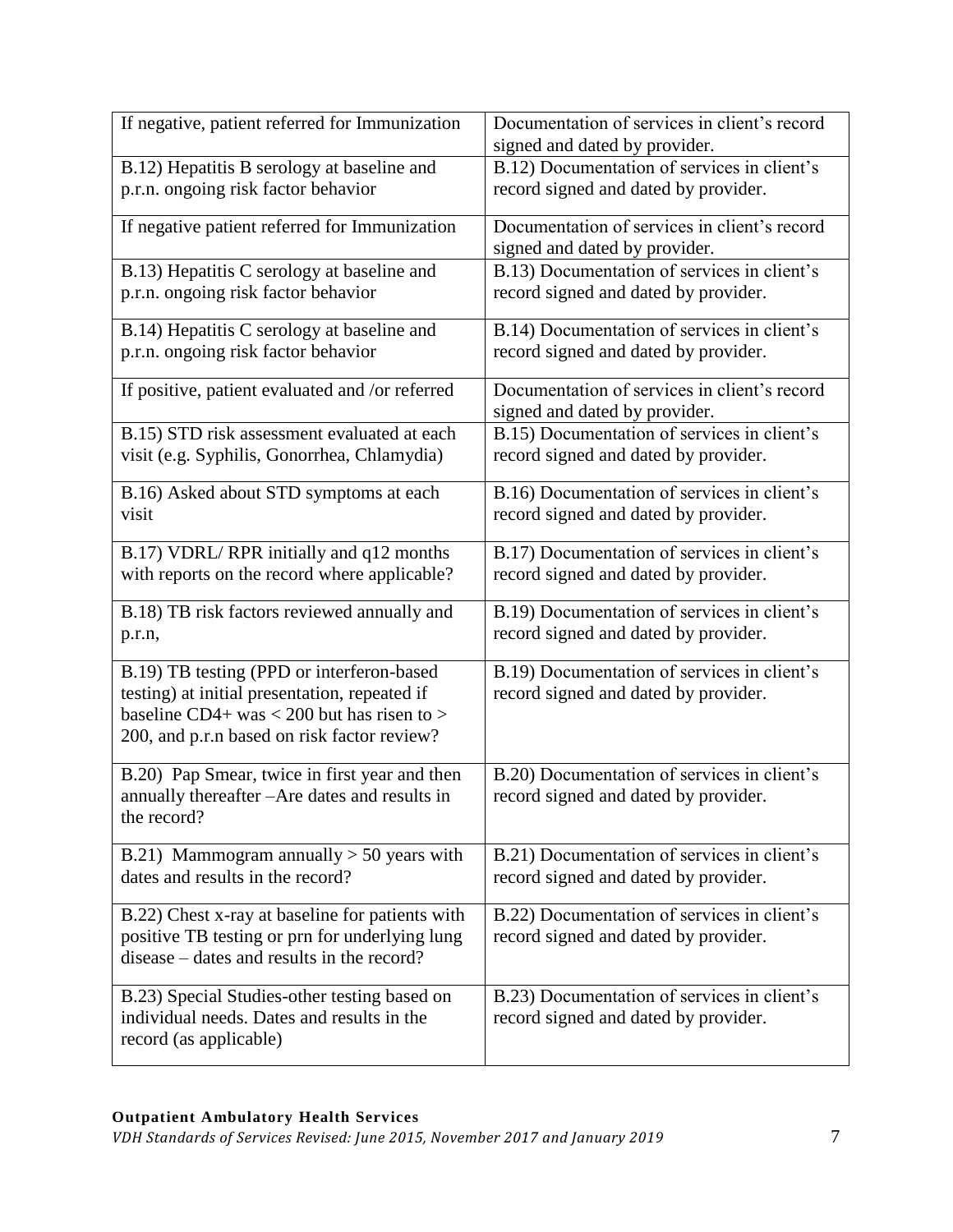| | |
|---|---|
| If negative, patient referred for Immunization | Documentation of services in client's record signed and dated by provider. |
| B.12) Hepatitis B serology at baseline and p.r.n. ongoing risk factor behavior | B.12) Documentation of services in client's record signed and dated by provider. |
| If negative patient referred for Immunization | Documentation of services in client's record signed and dated by provider. |
| B.13) Hepatitis C serology at baseline and p.r.n. ongoing risk factor behavior | B.13) Documentation of services in client's record signed and dated by provider. |
| B.14) Hepatitis C serology at baseline and p.r.n. ongoing risk factor behavior | B.14) Documentation of services in client's record signed and dated by provider. |
| If positive, patient evaluated and /or referred | Documentation of services in client's record signed and dated by provider. |
| B.15) STD risk assessment evaluated at each visit (e.g. Syphilis, Gonorrhea, Chlamydia) | B.15) Documentation of services in client's record signed and dated by provider. |
| B.16) Asked about STD symptoms at each visit | B.16) Documentation of services in client's record signed and dated by provider. |
| B.17) VDRL/ RPR initially and q12 months with reports on the record where applicable? | B.17) Documentation of services in client's record signed and dated by provider. |
| B.18) TB risk factors reviewed annually and p.r.n, | B.19) Documentation of services in client's record signed and dated by provider. |
| B.19) TB testing (PPD or interferon-based testing) at initial presentation, repeated if baseline CD4+ was < 200 but has risen to > 200, and p.r.n based on risk factor review? | B.19) Documentation of services in client's record signed and dated by provider. |
| B.20) Pap Smear, twice in first year and then annually thereafter –Are dates and results in the record? | B.20) Documentation of services in client's record signed and dated by provider. |
| B.21) Mammogram annually > 50 years with dates and results in the record? | B.21) Documentation of services in client's record signed and dated by provider. |
| B.22) Chest x-ray at baseline for patients with positive TB testing or prn for underlying lung disease – dates and results in the record? | B.22) Documentation of services in client's record signed and dated by provider. |
| B.23) Special Studies-other testing based on individual needs. Dates and results in the record (as applicable) | B.23) Documentation of services in client's record signed and dated by provider. |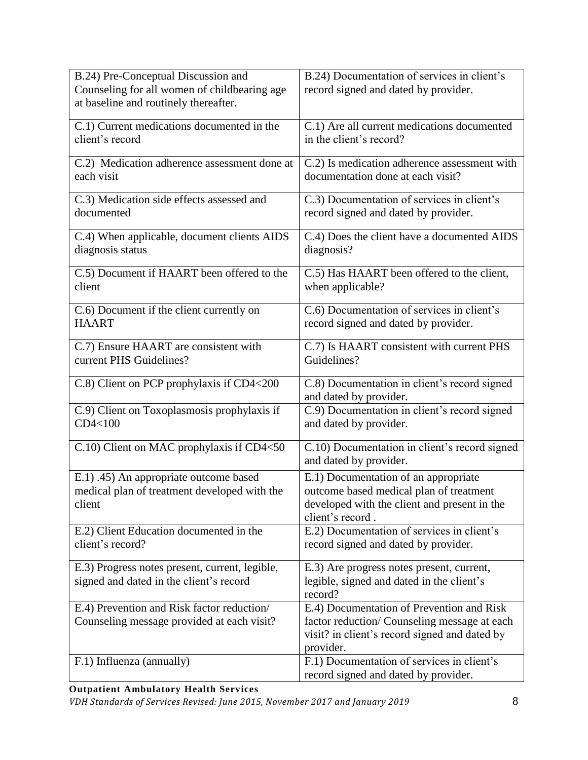| B.24) Pre-Conceptual Discussion and Counseling for all women of childbearing age at baseline and routinely thereafter. | B.24) Documentation of services in client's record signed and dated by provider. |
|---|---|
| C.1) Current medications documented in the client's record | C.1) Are all current medications documented in the client's record? |
| C.2) Medication adherence assessment done at each visit | C.2) Is medication adherence assessment with documentation done at each visit? |
| C.3) Medication side effects assessed and documented | C.3) Documentation of services in client's record signed and dated by provider. |
| C.4) When applicable, document clients AIDS diagnosis status | C.4) Does the client have a documented AIDS diagnosis? |
| C.5) Document if HAART been offered to the client | C.5) Has HAART been offered to the client, when applicable? |
| C.6) Document if the client currently on HAART | C.6) Documentation of services in client's record signed and dated by provider. |
| C.7) Ensure HAART are consistent with current PHS Guidelines? | C.7) Is HAART consistent with current PHS Guidelines? |
| C.8) Client on PCP prophylaxis if CD4<200 | C.8) Documentation in client's record signed and dated by provider. |
| C.9) Client on Toxoplasmosis prophylaxis if CD4<100 | C.9) Documentation in client's record signed and dated by provider. |
| C.10) Client on MAC prophylaxis if CD4<50 | C.10) Documentation in client's record signed and dated by provider. |
| E.1) .45) An appropriate outcome based medical plan of treatment developed with the client | E.1) Documentation of an appropriate outcome based medical plan of treatment developed with the client and present in the client's record . |
| E.2) Client Education documented in the client's record? | E.2) Documentation of services in client's record signed and dated by provider. |
| E.3) Progress notes present, current, legible, signed and dated in the client's record | E.3) Are progress notes present, current, legible, signed and dated in the client's record? |
| E.4) Prevention and Risk factor reduction/ Counseling message provided at each visit? | E.4) Documentation of Prevention and Risk factor reduction/ Counseling message at each visit? in client's record signed and dated by provider. |
| F.1) Influenza (annually) | F.1) Documentation of services in client's record signed and dated by provider. |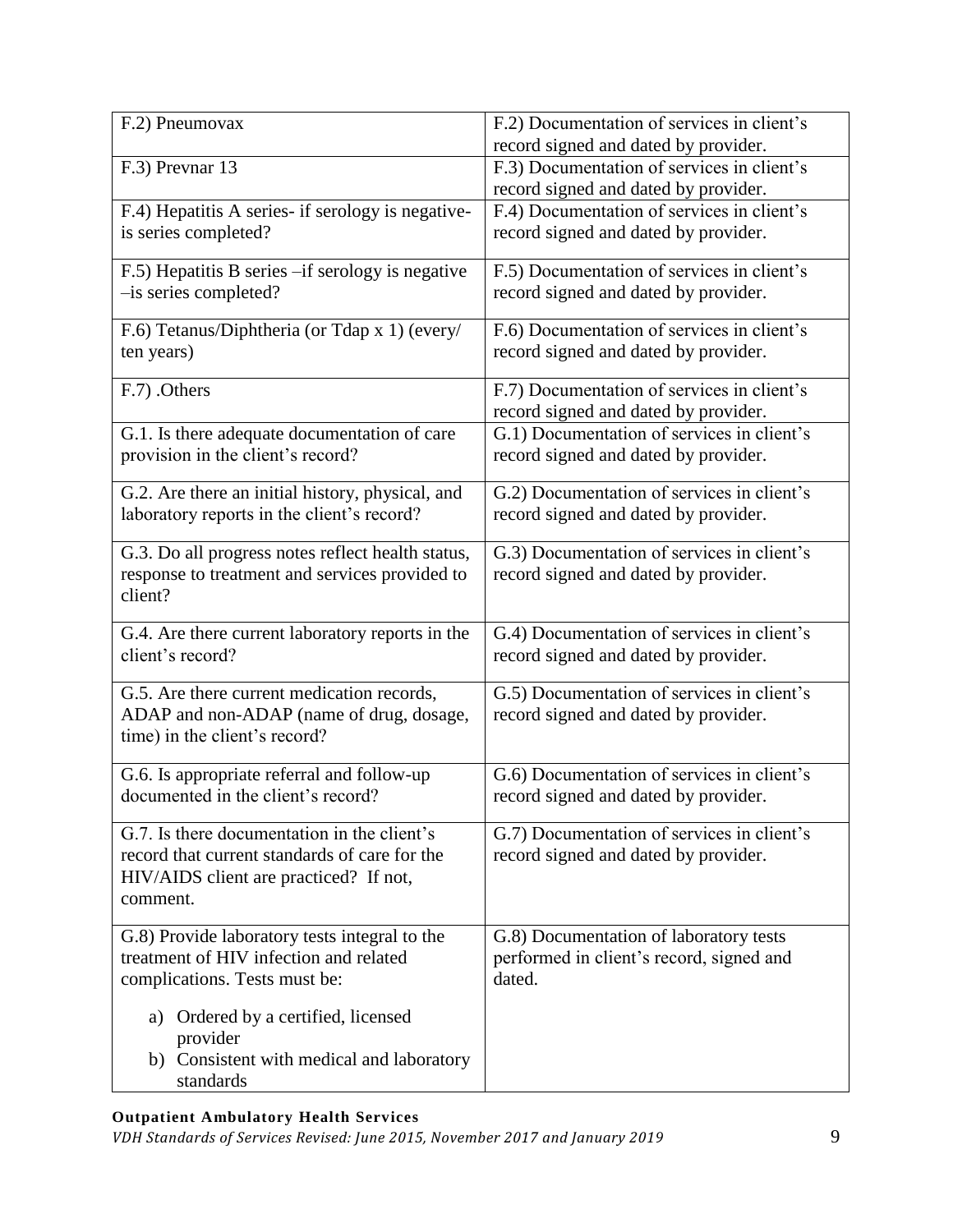| F.2) Pneumovax | F.2) Documentation of services in client's record signed and dated by provider. |
|---|---|
| F.3) Prevnar 13 | F.3) Documentation of services in client's record signed and dated by provider. |
| F.4) Hepatitis A series- if serology is negative- is series completed? | F.4) Documentation of services in client's record signed and dated by provider. |
| F.5) Hepatitis B series –if serology is negative –is series completed? | F.5) Documentation of services in client's record signed and dated by provider. |
| F.6) Tetanus/Diphtheria (or Tdap x 1) (every/ ten years) | F.6) Documentation of services in client's record signed and dated by provider. |
| F.7) .Others | F.7) Documentation of services in client's record signed and dated by provider. |
| G.1. Is there adequate documentation of care provision in the client's record? | G.1) Documentation of services in client's record signed and dated by provider. |
| G.2. Are there an initial history, physical, and laboratory reports in the client's record? | G.2) Documentation of services in client's record signed and dated by provider. |
| G.3. Do all progress notes reflect health status, response to treatment and services provided to client? | G.3) Documentation of services in client's record signed and dated by provider. |
| G.4. Are there current laboratory reports in the client's record? | G.4) Documentation of services in client's record signed and dated by provider. |
| G.5. Are there current medication records, ADAP and non-ADAP (name of drug, dosage, time) in the client's record? | G.5) Documentation of services in client's record signed and dated by provider. |
| G.6. Is appropriate referral and follow-up documented in the client's record? | G.6) Documentation of services in client's record signed and dated by provider. |
| G.7. Is there documentation in the client's record that current standards of care for the HIV/AIDS client are practiced? If not, comment. | G.7) Documentation of services in client's record signed and dated by provider. |
| G.8) Provide laboratory tests integral to the treatment of HIV infection and related complications. Tests must be: a) Ordered by a certified, licensed provider b) Consistent with medical and laboratory standards | G.8) Documentation of laboratory tests performed in client's record, signed and dated. |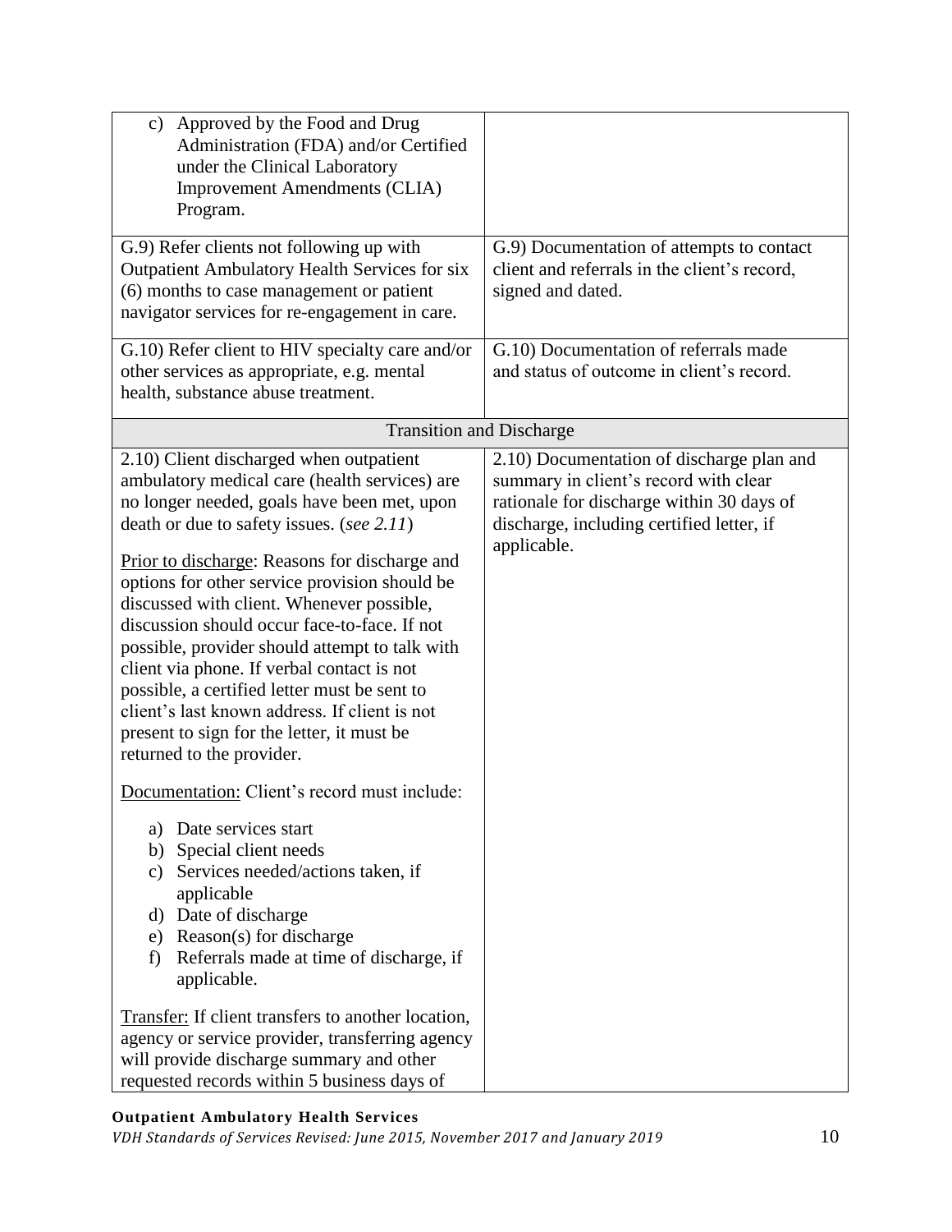| | |
|---|---|
| c) Approved by the Food and Drug Administration (FDA) and/or Certified under the Clinical Laboratory Improvement Amendments (CLIA) Program. | |
| G.9) Refer clients not following up with Outpatient Ambulatory Health Services for six (6) months to case management or patient navigator services for re-engagement in care. | G.9) Documentation of attempts to contact client and referrals in the client's record, signed and dated. |
| G.10) Refer client to HIV specialty care and/or other services as appropriate, e.g. mental health, substance abuse treatment. | G.10) Documentation of referrals made and status of outcome in client's record. |
| **Transition and Discharge** | |
| 2.10) Client discharged when outpatient ambulatory medical care (health services) are no longer needed, goals have been met, upon death or due to safety issues. (*see 2.11*)<br><br><u>Prior to discharge</u>: Reasons for discharge and options for other service provision should be discussed with client. Whenever possible, discussion should occur face-to-face. If not possible, provider should attempt to talk with client via phone. If verbal contact is not possible, a certified letter must be sent to client's last known address. If client is not present to sign for the letter, it must be returned to the provider.<br><br><u>Documentation:</u> Client's record must include:<br><br>a) Date services start<br>b) Special client needs<br>c) Services needed/actions taken, if applicable<br>d) Date of discharge<br>e) Reason(s) for discharge<br>f) Referrals made at time of discharge, if applicable.<br><br><u>Transfer:</u> If client transfers to another location, agency or service provider, transferring agency will provide discharge summary and other requested records within 5 business days of | 2.10) Documentation of discharge plan and summary in client's record with clear rationale for discharge within 30 days of discharge, including certified letter, if applicable. |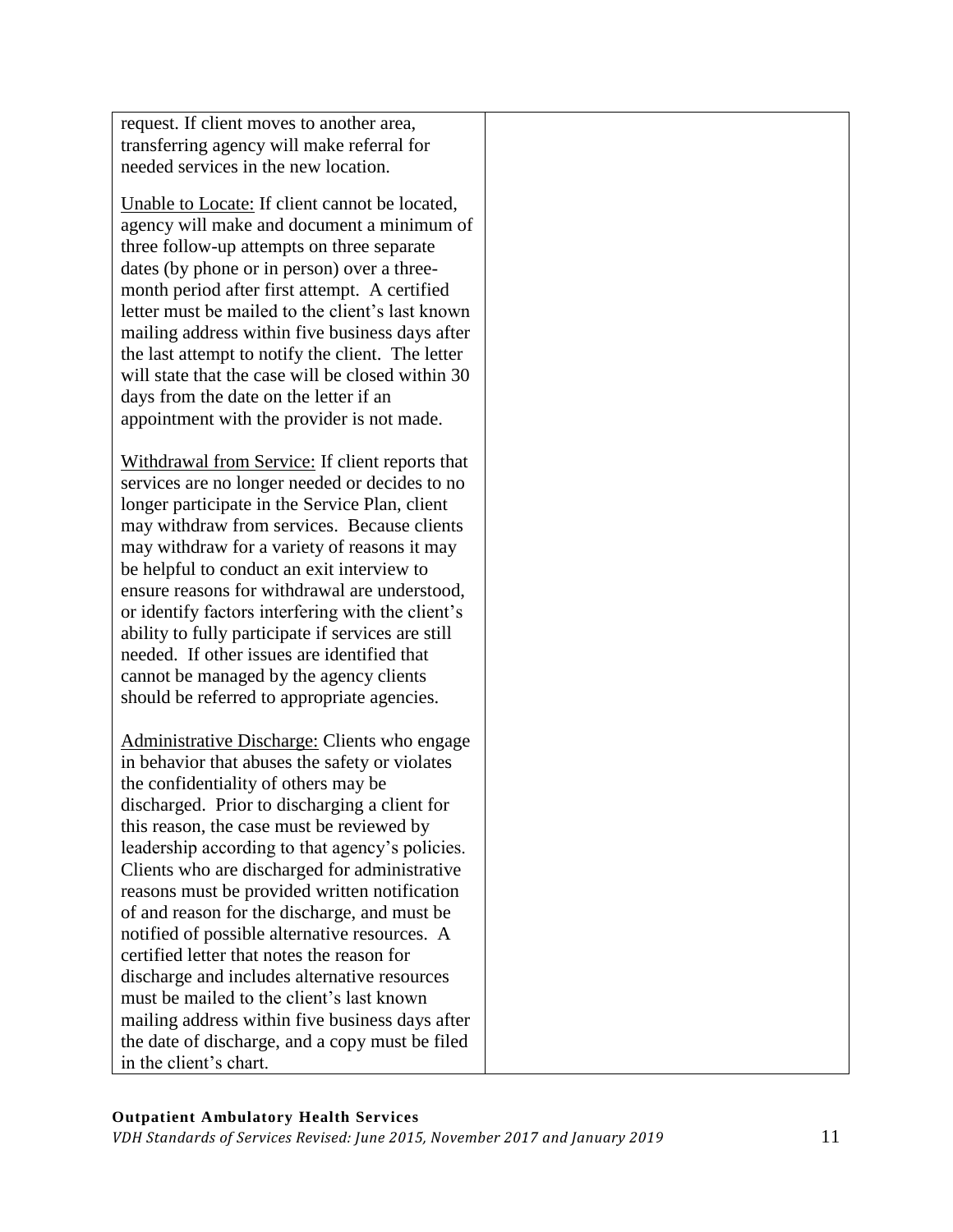| | |
|---|---|
| request. If client moves to another area, transferring agency will make referral for needed services in the new location.<br><br>Unable to Locate: If client cannot be located, agency will make and document a minimum of three follow-up attempts on three separate dates (by phone or in person) over a three-month period after first attempt. A certified letter must be mailed to the client's last known mailing address within five business days after the last attempt to notify the client. The letter will state that the case will be closed within 30 days from the date on the letter if an appointment with the provider is not made.<br><br>Withdrawal from Service: If client reports that services are no longer needed or decides to no longer participate in the Service Plan, client may withdraw from services. Because clients may withdraw for a variety of reasons it may be helpful to conduct an exit interview to ensure reasons for withdrawal are understood, or identify factors interfering with the client's ability to fully participate if services are still needed. If other issues are identified that cannot be managed by the agency clients should be referred to appropriate agencies.<br><br>Administrative Discharge: Clients who engage in behavior that abuses the safety or violates the confidentiality of others may be discharged. Prior to discharging a client for this reason, the case must be reviewed by leadership according to that agency's policies. Clients who are discharged for administrative reasons must be provided written notification of and reason for the discharge, and must be notified of possible alternative resources. A certified letter that notes the reason for discharge and includes alternative resources must be mailed to the client's last known mailing address within five business days after the date of discharge, and a copy must be filed in the client's chart. | |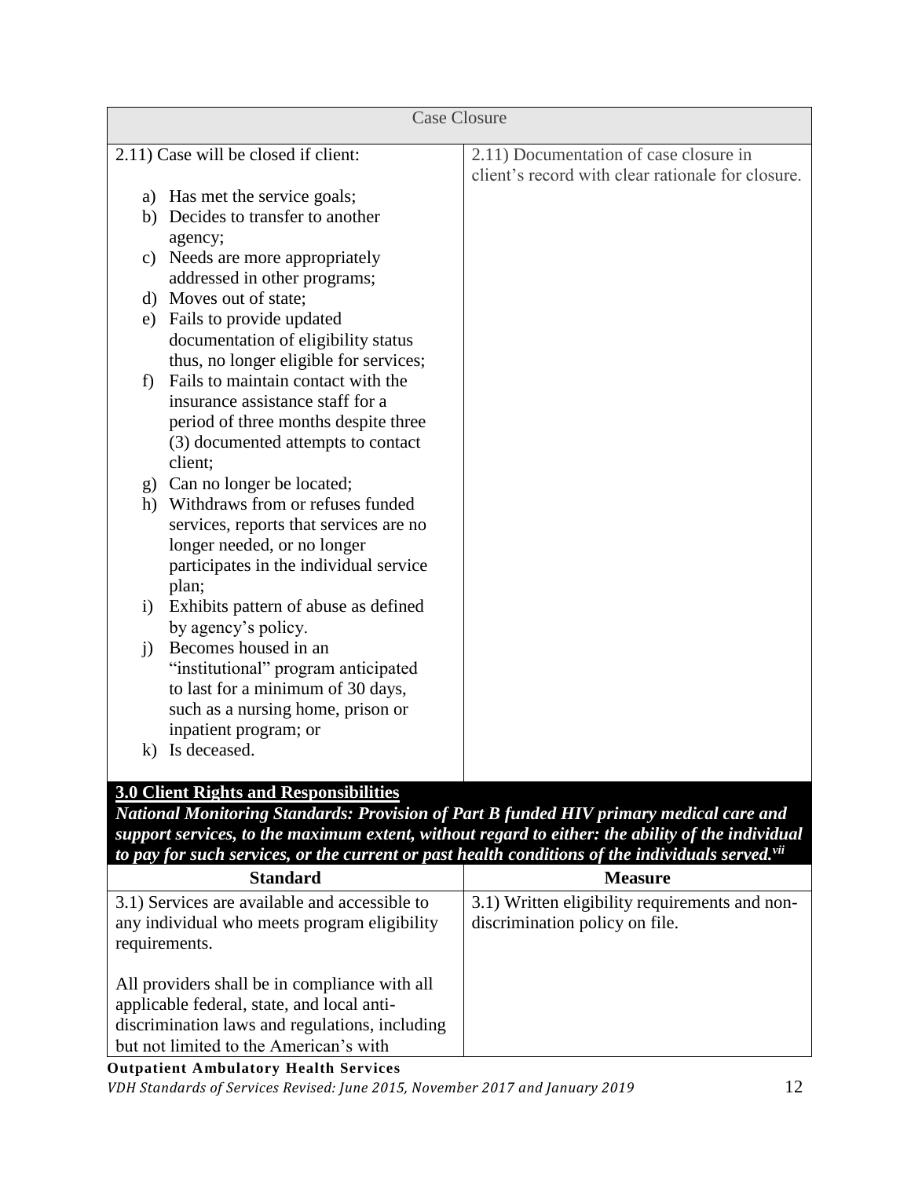| Case Closure | |
|---|---|
| 2.11) Case will be closed if client:<br><br>a) Has met the service goals;<br>b) Decides to transfer to another agency;<br>c) Needs are more appropriately addressed in other programs;<br>d) Moves out of state;<br>e) Fails to provide updated documentation of eligibility status thus, no longer eligible for services;<br>f) Fails to maintain contact with the insurance assistance staff for a period of three months despite three (3) documented attempts to contact client;<br>g) Can no longer be located;<br>h) Withdraws from or refuses funded services, reports that services are no longer needed, or no longer participates in the individual service plan;<br>i) Exhibits pattern of abuse as defined by agency's policy.<br>j) Becomes housed in an "institutional" program anticipated to last for a minimum of 30 days, such as a nursing home, prison or inpatient program; or<br>k) Is deceased. | 2.11) Documentation of case closure in client's record with clear rationale for closure. |

**3.0 Client Rights and Responsibilities**

***National Monitoring Standards: Provision of Part B funded HIV primary medical care and support services, to the maximum extent, without regard to either: the ability of the individual to pay for such services, or the current or past health conditions of the individuals served.[vii]***

| Standard | Measure |
|---|---|
| 3.1) Services are available and accessible to any individual who meets program eligibility requirements.<br><br>All providers shall be in compliance with all applicable federal, state, and local anti-discrimination laws and regulations, including but not limited to the American's with | 3.1) Written eligibility requirements and non-discrimination policy on file. |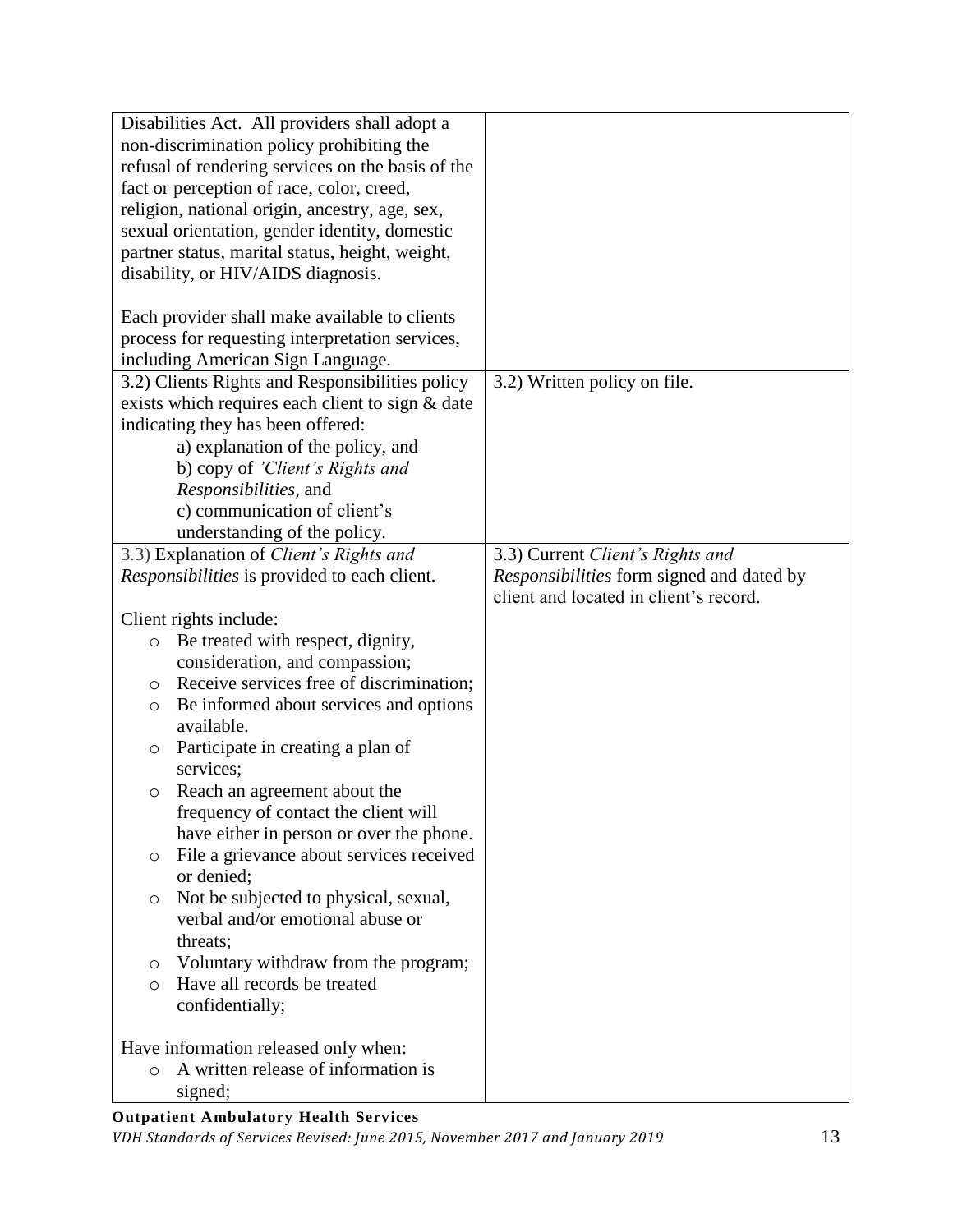| | |
|---|---|
| Disabilities Act. All providers shall adopt a non-discrimination policy prohibiting the refusal of rendering services on the basis of the fact or perception of race, color, creed, religion, national origin, ancestry, age, sex, sexual orientation, gender identity, domestic partner status, marital status, height, weight, disability, or HIV/AIDS diagnosis.<br><br>Each provider shall make available to clients process for requesting interpretation services, including American Sign Language. | |
| 3.2) Clients Rights and Responsibilities policy exists which requires each client to sign & date indicating they has been offered:<br>a) explanation of the policy, and<br>b) copy of *'Client's Rights and Responsibilities*, and<br>c) communication of client's understanding of the policy. | 3.2) Written policy on file. |
| 3.3) Explanation of *Client's Rights and Responsibilities* is provided to each client.<br><br>Client rights include:<br>○ Be treated with respect, dignity, consideration, and compassion;<br>○ Receive services free of discrimination;<br>○ Be informed about services and options available.<br>○ Participate in creating a plan of services;<br>○ Reach an agreement about the frequency of contact the client will have either in person or over the phone.<br>○ File a grievance about services received or denied;<br>○ Not be subjected to physical, sexual, verbal and/or emotional abuse or threats;<br>○ Voluntary withdraw from the program;<br>○ Have all records be treated confidentially;<br><br>Have information released only when:<br>○ A written release of information is signed; | 3.3) Current *Client's Rights and Responsibilities* form signed and dated by client and located in client's record. |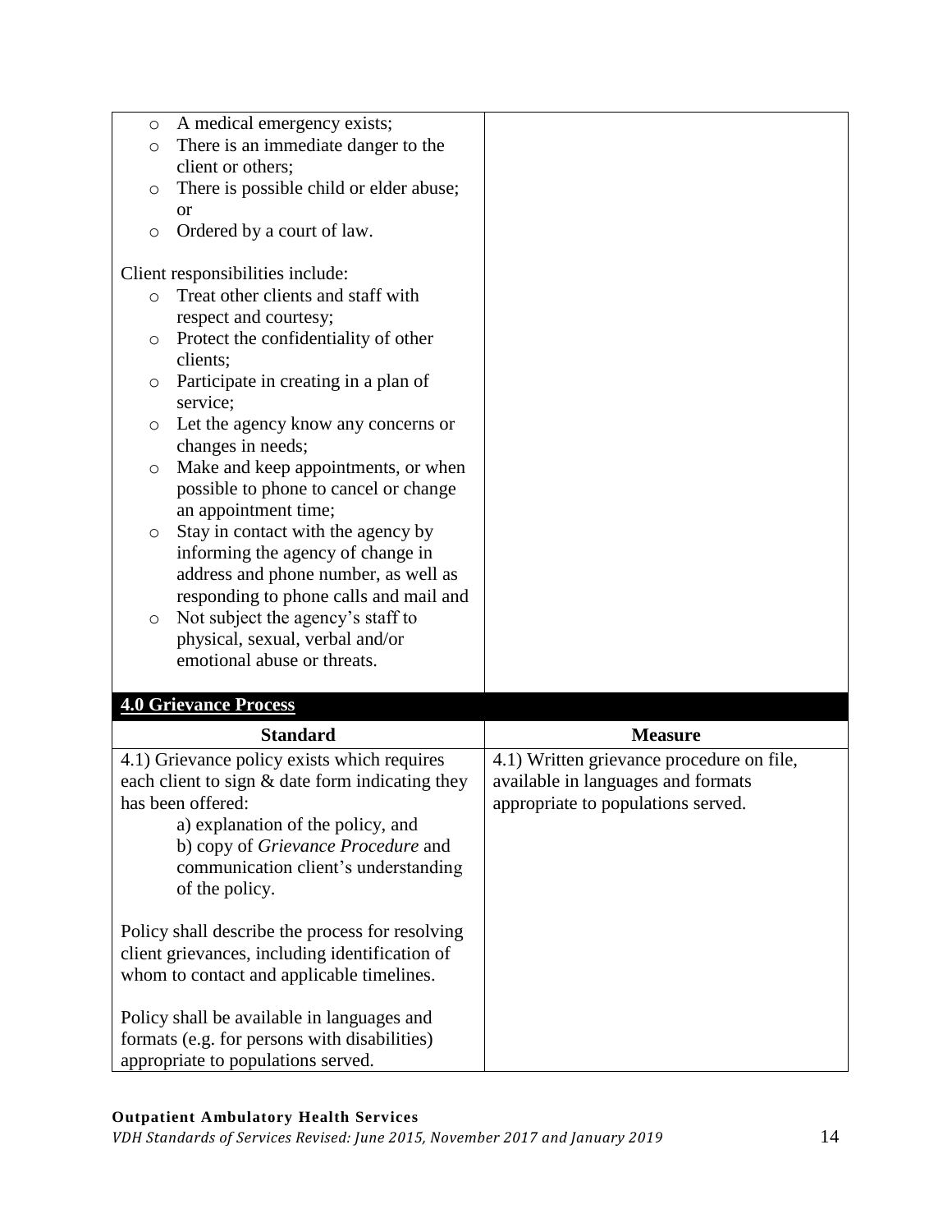|  |  |
|---|---|
| ○ A medical emergency exists;<br>○ There is an immediate danger to the client or others;<br>○ There is possible child or elder abuse; or<br>○ Ordered by a court of law.<br><br>Client responsibilities include:<br>○ Treat other clients and staff with respect and courtesy;<br>○ Protect the confidentiality of other clients;<br>○ Participate in creating in a plan of service;<br>○ Let the agency know any concerns or changes in needs;<br>○ Make and keep appointments, or when possible to phone to cancel or change an appointment time;<br>○ Stay in contact with the agency by informing the agency of change in address and phone number, as well as responding to phone calls and mail and<br>○ Not subject the agency's staff to physical, sexual, verbal and/or emotional abuse or threats. |  |

**4.0 Grievance Process**

| Standard | Measure |
|---|---|
| 4.1) Grievance policy exists which requires each client to sign & date form indicating they has been offered:<br>a) explanation of the policy, and<br>b) copy of *Grievance Procedure* and communication client's understanding of the policy.<br><br>Policy shall describe the process for resolving client grievances, including identification of whom to contact and applicable timelines.<br><br>Policy shall be available in languages and formats (e.g. for persons with disabilities) appropriate to populations served. | 4.1) Written grievance procedure on file, available in languages and formats appropriate to populations served. |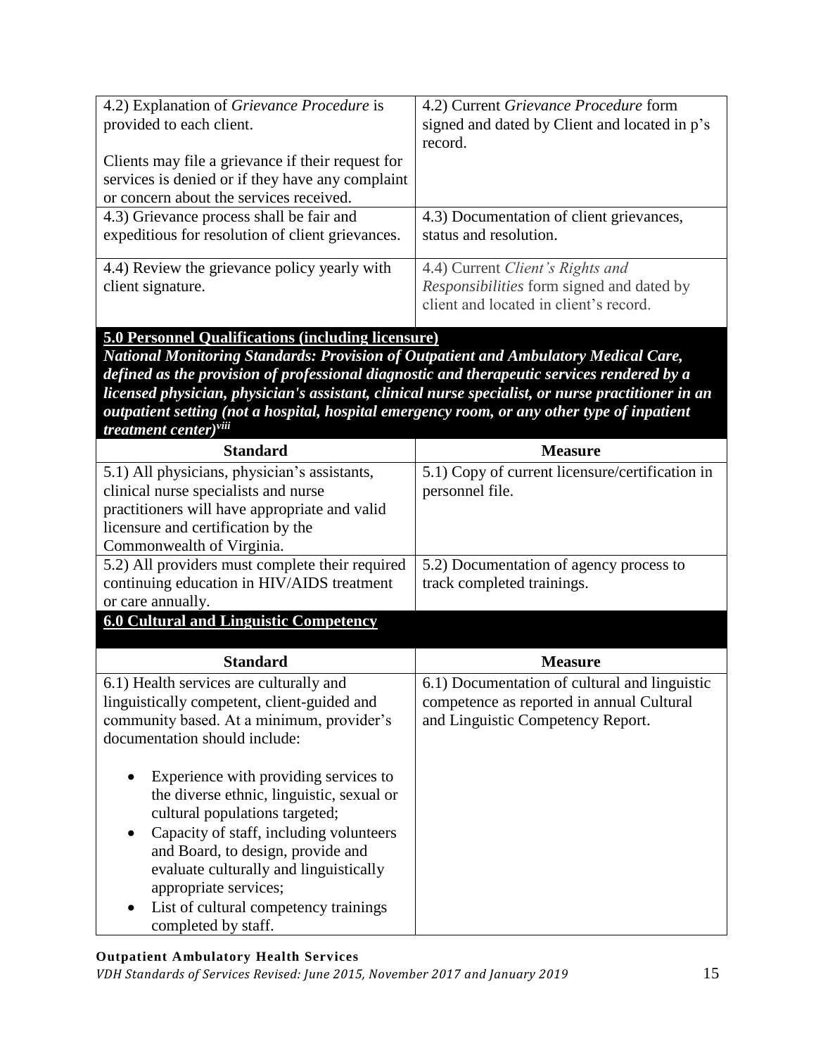| | |
|---|---|
| 4.2) Explanation of *Grievance Procedure* is provided to each client.<br><br>Clients may file a grievance if their request for services is denied or if they have any complaint or concern about the services received. | 4.2) Current *Grievance Procedure* form signed and dated by Client and located in p's record. |
| 4.3) Grievance process shall be fair and expeditious for resolution of client grievances. | 4.3) Documentation of client grievances, status and resolution. |
| 4.4) Review the grievance policy yearly with client signature. | 4.4) Current *Client's Rights and Responsibilities* form signed and dated by client and located in client's record. |

## 5.0 Personnel Qualifications (including licensure)

***National Monitoring Standards: Provision of Outpatient and Ambulatory Medical Care, defined as the provision of professional diagnostic and therapeutic services rendered by a licensed physician, physician's assistant, clinical nurse specialist, or nurse practitioner in an outpatient setting (not a hospital, hospital emergency room, or any other type of inpatient treatment center)[viii]***

| Standard | Measure |
|---|---|
| 5.1) All physicians, physician's assistants, clinical nurse specialists and nurse practitioners will have appropriate and valid licensure and certification by the Commonwealth of Virginia. | 5.1) Copy of current licensure/certification in personnel file. |
| 5.2) All providers must complete their required continuing education in HIV/AIDS treatment or care annually. | 5.2) Documentation of agency process to track completed trainings. |

## 6.0 Cultural and Linguistic Competency

| Standard | Measure |
|---|---|
| 6.1) Health services are culturally and linguistically competent, client-guided and community based. At a minimum, provider's documentation should include:<br><br>• Experience with providing services to the diverse ethnic, linguistic, sexual or cultural populations targeted;<br>• Capacity of staff, including volunteers and Board, to design, provide and evaluate culturally and linguistically appropriate services;<br>• List of cultural competency trainings completed by staff. | 6.1) Documentation of cultural and linguistic competence as reported in annual Cultural and Linguistic Competency Report. |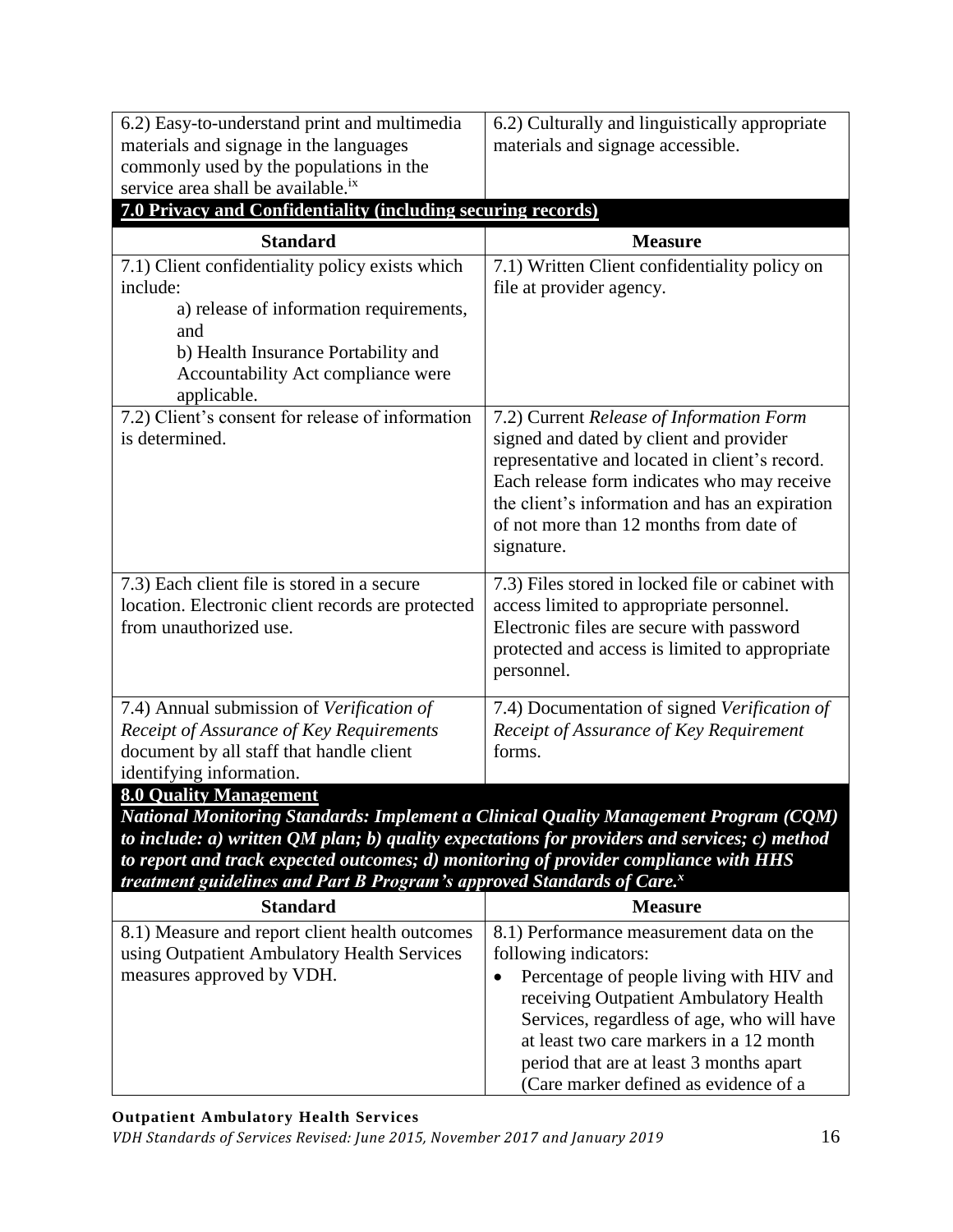| | |
|---|---|
| 6.2) Easy-to-understand print and multimedia materials and signage in the languages commonly used by the populations in the service area shall be available.[ix] | 6.2) Culturally and linguistically appropriate materials and signage accessible. |

**7.0 Privacy and Confidentiality (including securing records)**

| Standard | Measure |
|---|---|
| 7.1) Client confidentiality policy exists which include:<br>a) release of information requirements, and<br>b) Health Insurance Portability and Accountability Act compliance were applicable. | 7.1) Written Client confidentiality policy on file at provider agency. |
| 7.2) Client's consent for release of information is determined. | 7.2) Current *Release of Information Form* signed and dated by client and provider representative and located in client's record. Each release form indicates who may receive the client's information and has an expiration of not more than 12 months from date of signature. |
| 7.3) Each client file is stored in a secure location. Electronic client records are protected from unauthorized use. | 7.3) Files stored in locked file or cabinet with access limited to appropriate personnel. Electronic files are secure with password protected and access is limited to appropriate personnel. |
| 7.4) Annual submission of *Verification of Receipt of Assurance of Key Requirements* document by all staff that handle client identifying information. | 7.4) Documentation of signed *Verification of Receipt of Assurance of Key Requirement* forms. |

**8.0 Quality Management**

***National Monitoring Standards: Implement a Clinical Quality Management Program (CQM) to include: a) written QM plan; b) quality expectations for providers and services; c) method to report and track expected outcomes; d) monitoring of provider compliance with HHS treatment guidelines and Part B Program's approved Standards of Care.[x]***

| Standard | Measure |
|---|---|
| 8.1) Measure and report client health outcomes using Outpatient Ambulatory Health Services measures approved by VDH. | 8.1) Performance measurement data on the following indicators:<br>• Percentage of people living with HIV and receiving Outpatient Ambulatory Health Services, regardless of age, who will have at least two care markers in a 12 month period that are at least 3 months apart (Care marker defined as evidence of a |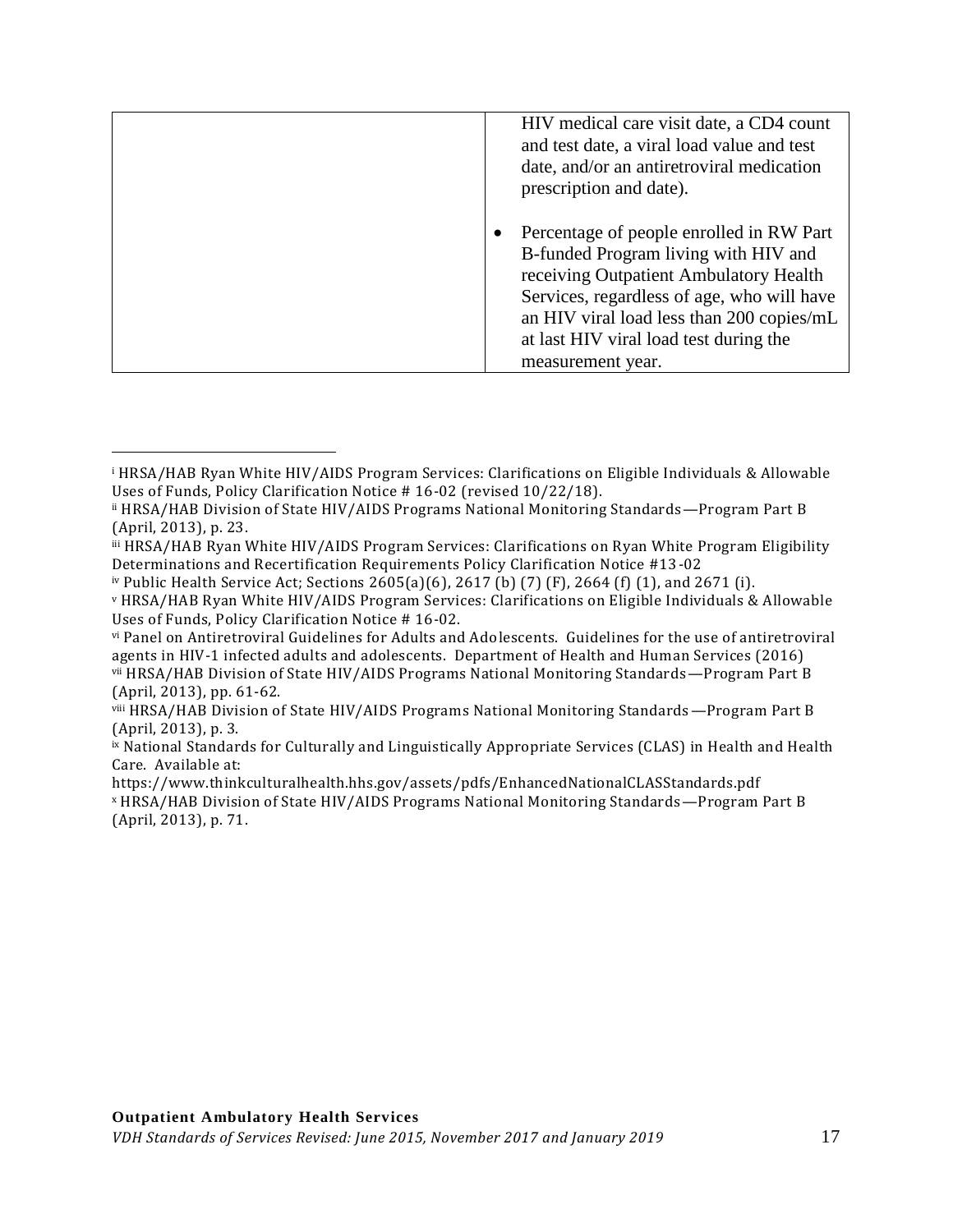| | |
|---|---|
| | HIV medical care visit date, a CD4 count and test date, a viral load value and test date, and/or an antiretroviral medication prescription and date).<br><br>• Percentage of people enrolled in RW Part B-funded Program living with HIV and receiving Outpatient Ambulatory Health Services, regardless of age, who will have an HIV viral load less than 200 copies/mL at last HIV viral load test during the measurement year. |

---

[i] HRSA/HAB Ryan White HIV/AIDS Program Services: Clarifications on Eligible Individuals & Allowable Uses of Funds, Policy Clarification Notice # 16-02 (revised 10/22/18).

[ii] HRSA/HAB Division of State HIV/AIDS Programs National Monitoring Standards—Program Part B (April, 2013), p. 23.

[iii] HRSA/HAB Ryan White HIV/AIDS Program Services: Clarifications on Ryan White Program Eligibility Determinations and Recertification Requirements Policy Clarification Notice #13-02

[iv] Public Health Service Act; Sections 2605(a)(6), 2617 (b) (7) (F), 2664 (f) (1), and 2671 (i).

[v] HRSA/HAB Ryan White HIV/AIDS Program Services: Clarifications on Eligible Individuals & Allowable Uses of Funds, Policy Clarification Notice # 16-02.

[vi] Panel on Antiretroviral Guidelines for Adults and Adolescents. Guidelines for the use of antiretroviral agents in HIV-1 infected adults and adolescents. Department of Health and Human Services (2016)

[vii] HRSA/HAB Division of State HIV/AIDS Programs National Monitoring Standards—Program Part B (April, 2013), pp. 61-62.

[viii] HRSA/HAB Division of State HIV/AIDS Programs National Monitoring Standards—Program Part B (April, 2013), p. 3.

[ix] National Standards for Culturally and Linguistically Appropriate Services (CLAS) in Health and Health Care. Available at: https://www.thinkculturalhealth.hhs.gov/assets/pdfs/EnhancedNationalCLASStandards.pdf

[x] HRSA/HAB Division of State HIV/AIDS Programs National Monitoring Standards—Program Part B (April, 2013), p. 71.